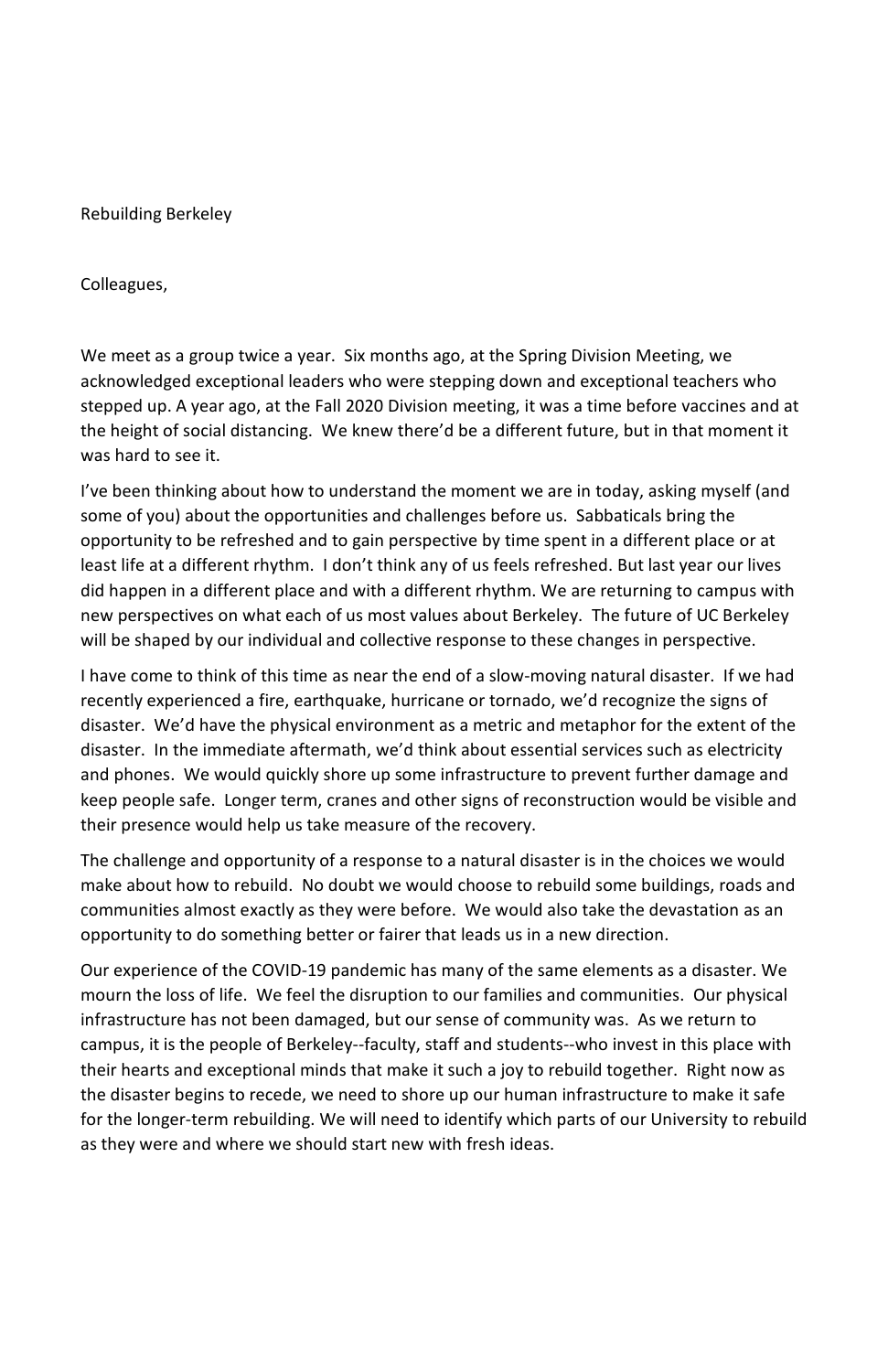Rebuilding Berkeley

Colleagues,

We meet as a group twice a year. Six months ago, at the Spring Division Meeting, we acknowledged exceptional leaders who were stepping down and exceptional teachers who stepped up. A year ago, at the Fall 2020 Division meeting, it was a time before vaccines and at the height of social distancing. We knew there'd be a different future, but in that moment it was hard to see it.

I've been thinking about how to understand the moment we are in today, asking myself (and some of you) about the opportunities and challenges before us. Sabbaticals bring the opportunity to be refreshed and to gain perspective by time spent in a different place or at least life at a different rhythm. I don't think any of us feels refreshed. But last year our lives did happen in a different place and with a different rhythm. We are returning to campus with new perspectives on what each of us most values about Berkeley. The future of UC Berkeley will be shaped by our individual and collective response to these changes in perspective.

I have come to think of this time as near the end of a slow-moving natural disaster. If we had recently experienced a fire, earthquake, hurricane or tornado, we'd recognize the signs of disaster. We'd have the physical environment as a metric and metaphor for the extent of the disaster. In the immediate aftermath, we'd think about essential services such as electricity and phones. We would quickly shore up some infrastructure to prevent further damage and keep people safe. Longer term, cranes and other signs of reconstruction would be visible and their presence would help us take measure of the recovery.

The challenge and opportunity of a response to a natural disaster is in the choices we would make about how to rebuild. No doubt we would choose to rebuild some buildings, roads and communities almost exactly as they were before. We would also take the devastation as an opportunity to do something better or fairer that leads us in a new direction.

Our experience of the COVID-19 pandemic has many of the same elements as a disaster. We mourn the loss of life. We feel the disruption to our families and communities. Our physical infrastructure has not been damaged, but our sense of community was. As we return to campus, it is the people of Berkeley--faculty, staff and students--who invest in this place with their hearts and exceptional minds that make it such a joy to rebuild together. Right now as the disaster begins to recede, we need to shore up our human infrastructure to make it safe for the longer-term rebuilding. We will need to identify which parts of our University to rebuild as they were and where we should start new with fresh ideas.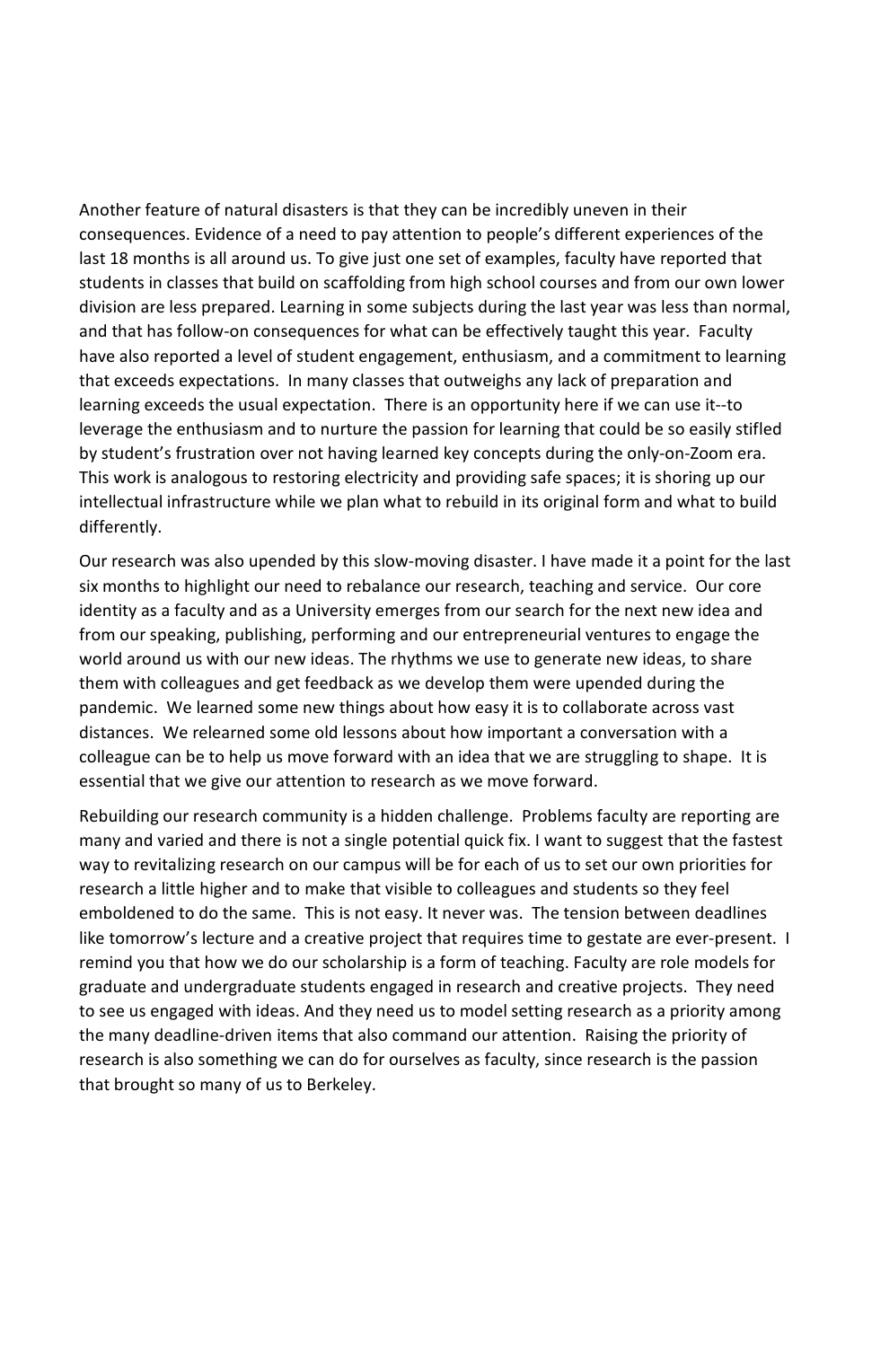Another feature of natural disasters is that they can be incredibly uneven in their consequences. Evidence of a need to pay attention to people's different experiences of the last 18 months is all around us. To give just one set of examples, faculty have reported that students in classes that build on scaffolding from high school courses and from our own lower division are less prepared. Learning in some subjects during the last year was less than normal, and that has follow-on consequences for what can be effectively taught this year. Faculty have also reported a level of student engagement, enthusiasm, and a commitment to learning that exceeds expectations. In many classes that outweighs any lack of preparation and learning exceeds the usual expectation. There is an opportunity here if we can use it--to leverage the enthusiasm and to nurture the passion for learning that could be so easily stifled by student's frustration over not having learned key concepts during the only-on-Zoom era. This work is analogous to restoring electricity and providing safe spaces; it is shoring up our intellectual infrastructure while we plan what to rebuild in its original form and what to build differently.

Our research was also upended by this slow-moving disaster. I have made it a point for the last six months to highlight our need to rebalance our research, teaching and service. Our core identity as a faculty and as a University emerges from our search for the next new idea and from our speaking, publishing, performing and our entrepreneurial ventures to engage the world around us with our new ideas. The rhythms we use to generate new ideas, to share them with colleagues and get feedback as we develop them were upended during the pandemic. We learned some new things about how easy it is to collaborate across vast distances. We relearned some old lessons about how important a conversation with a colleague can be to help us move forward with an idea that we are struggling to shape. It is essential that we give our attention to research as we move forward.

Rebuilding our research community is a hidden challenge. Problems faculty are reporting are many and varied and there is not a single potential quick fix. I want to suggest that the fastest way to revitalizing research on our campus will be for each of us to set our own priorities for research a little higher and to make that visible to colleagues and students so they feel emboldened to do the same. This is not easy. It never was. The tension between deadlines like tomorrow's lecture and a creative project that requires time to gestate are ever-present. I remind you that how we do our scholarship is a form of teaching. Faculty are role models for graduate and undergraduate students engaged in research and creative projects. They need to see us engaged with ideas. And they need us to model setting research as a priority among the many deadline-driven items that also command our attention. Raising the priority of research is also something we can do for ourselves as faculty, since research is the passion that brought so many of us to Berkeley.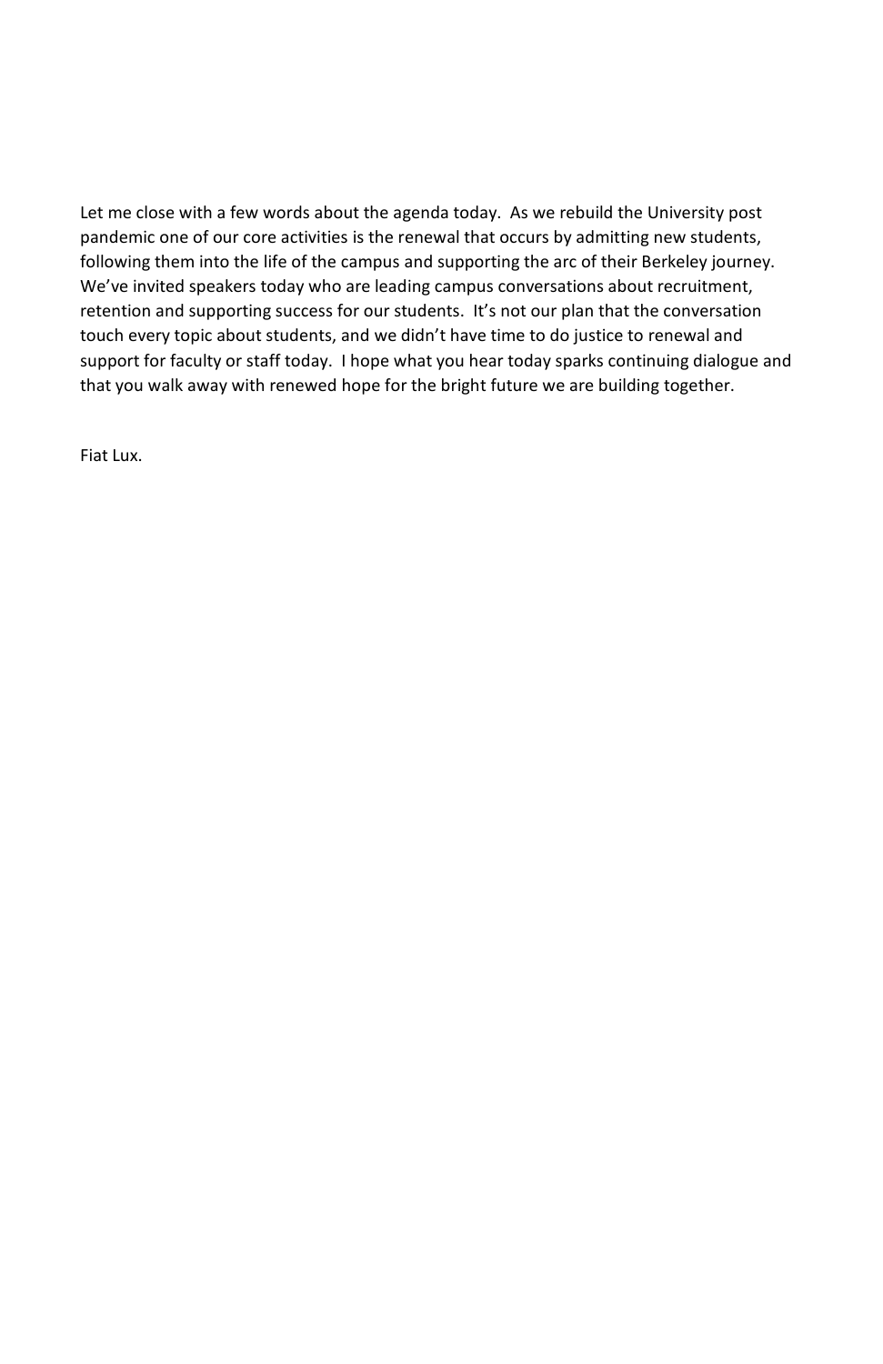Let me close with a few words about the agenda today. As we rebuild the University post pandemic one of our core activities is the renewal that occurs by admitting new students, following them into the life of the campus and supporting the arc of their Berkeley journey. We've invited speakers today who are leading campus conversations about recruitment, retention and supporting success for our students. It's not our plan that the conversation touch every topic about students, and we didn't have time to do justice to renewal and support for faculty or staff today. I hope what you hear today sparks continuing dialogue and that you walk away with renewed hope for the bright future we are building together.

Fiat Lux.